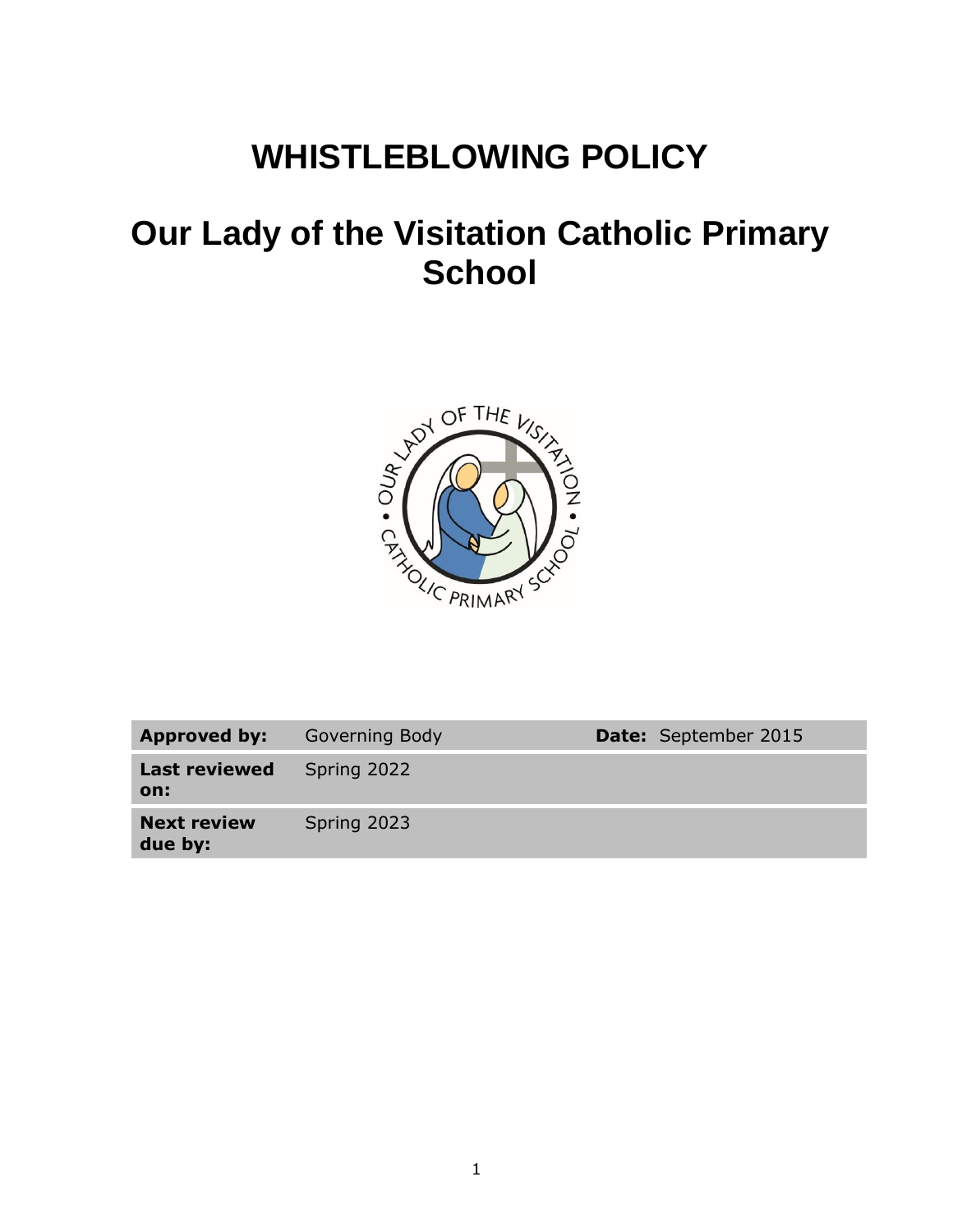# WHISTLEBLOWING POLICY

# Our Lady of the Visitation Catholic Primary School

| **Approved by:** | Governing Body | **Date:** September 2015 |
|---|---|---|
| **Last reviewed on:** | Spring 2022 | |
| **Next review due by:** | Spring 2023 | |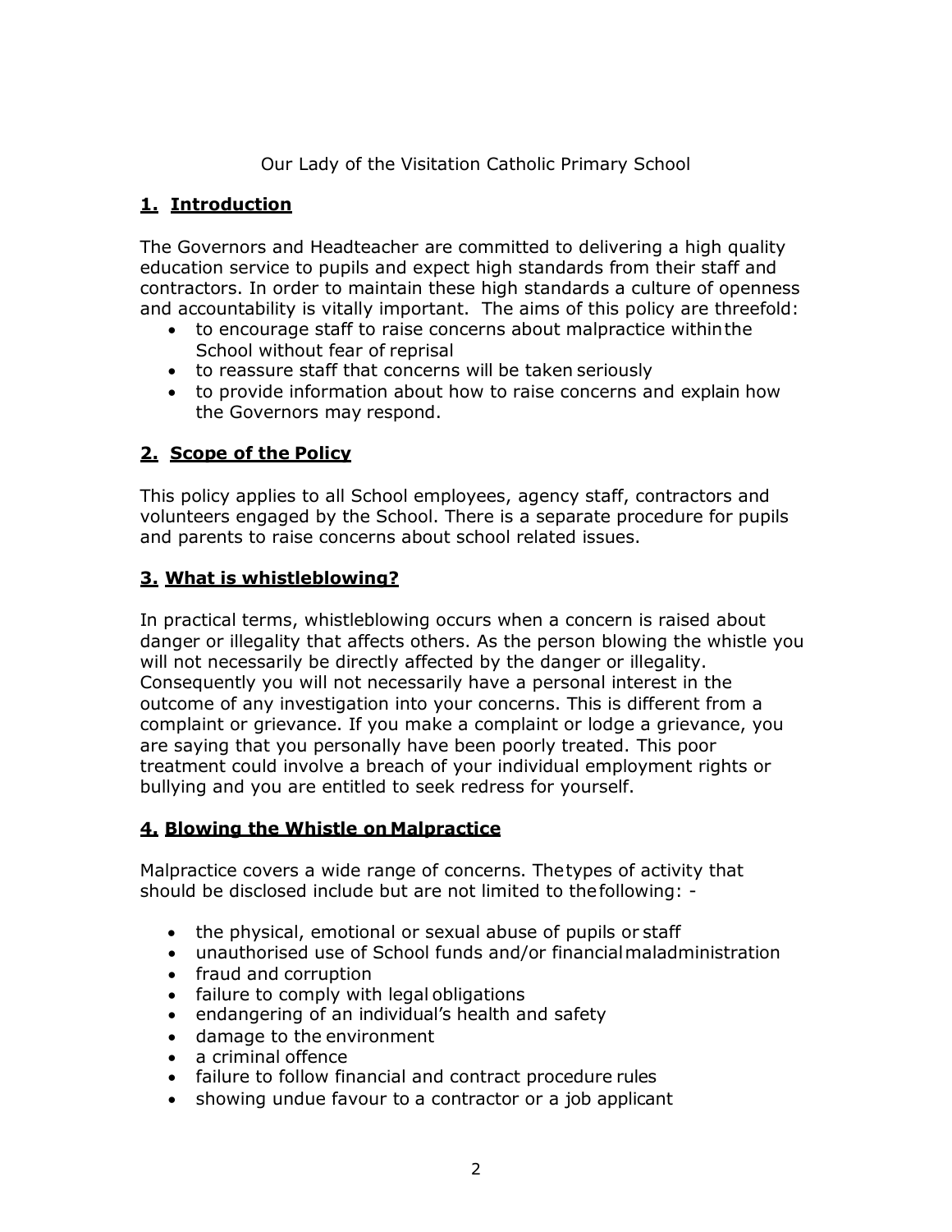Our Lady of the Visitation Catholic Primary School

## 1. Introduction

The Governors and Headteacher are committed to delivering a high quality education service to pupils and expect high standards from their staff and contractors. In order to maintain these high standards a culture of openness and accountability is vitally important. The aims of this policy are threefold:

- to encourage staff to raise concerns about malpractice within the School without fear of reprisal
- to reassure staff that concerns will be taken seriously
- to provide information about how to raise concerns and explain how the Governors may respond.

## 2. Scope of the Policy

This policy applies to all School employees, agency staff, contractors and volunteers engaged by the School. There is a separate procedure for pupils and parents to raise concerns about school related issues.

## 3. What is whistleblowing?

In practical terms, whistleblowing occurs when a concern is raised about danger or illegality that affects others. As the person blowing the whistle you will not necessarily be directly affected by the danger or illegality. Consequently you will not necessarily have a personal interest in the outcome of any investigation into your concerns. This is different from a complaint or grievance. If you make a complaint or lodge a grievance, you are saying that you personally have been poorly treated. This poor treatment could involve a breach of your individual employment rights or bullying and you are entitled to seek redress for yourself.

## 4. Blowing the Whistle on Malpractice

Malpractice covers a wide range of concerns. The types of activity that should be disclosed include but are not limited to the following: -

- the physical, emotional or sexual abuse of pupils or staff
- unauthorised use of School funds and/or financial maladministration
- fraud and corruption
- failure to comply with legal obligations
- endangering of an individual's health and safety
- damage to the environment
- a criminal offence
- failure to follow financial and contract procedure rules
- showing undue favour to a contractor or a job applicant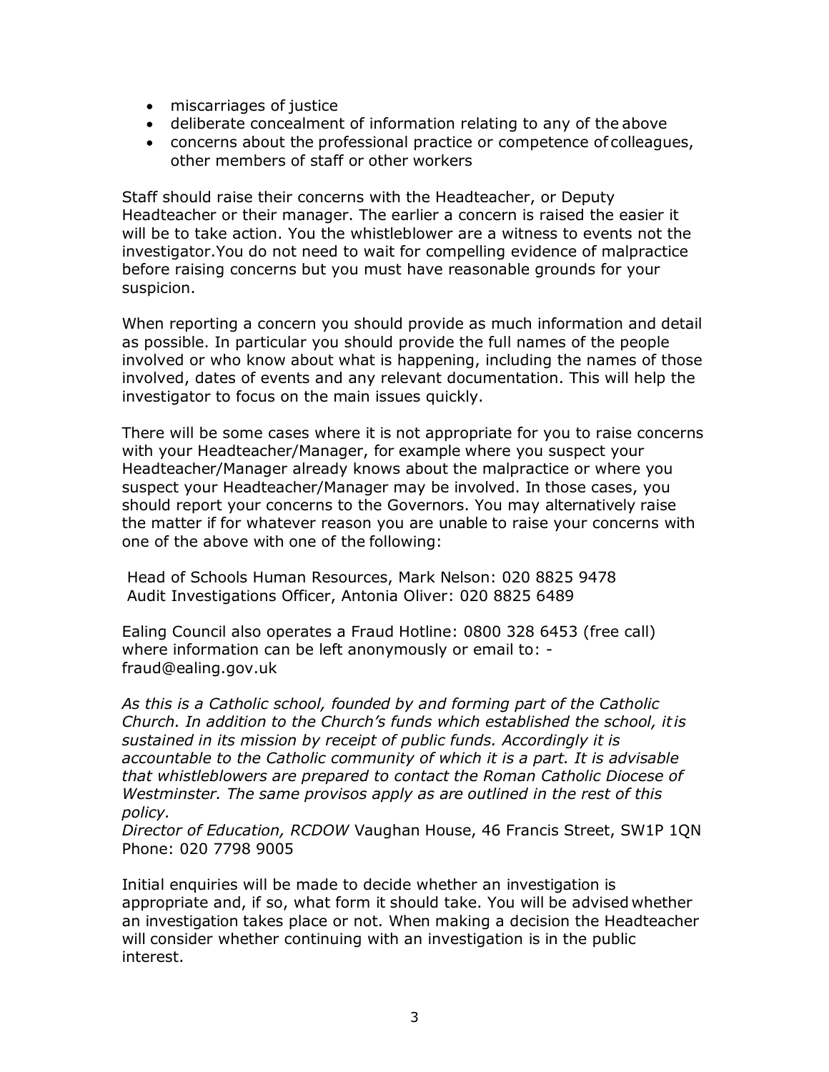- miscarriages of justice
- deliberate concealment of information relating to any of the above
- concerns about the professional practice or competence of colleagues, other members of staff or other workers

Staff should raise their concerns with the Headteacher, or Deputy Headteacher or their manager. The earlier a concern is raised the easier it will be to take action. You the whistleblower are a witness to events not the investigator.You do not need to wait for compelling evidence of malpractice before raising concerns but you must have reasonable grounds for your suspicion.

When reporting a concern you should provide as much information and detail as possible. In particular you should provide the full names of the people involved or who know about what is happening, including the names of those involved, dates of events and any relevant documentation. This will help the investigator to focus on the main issues quickly.

There will be some cases where it is not appropriate for you to raise concerns with your Headteacher/Manager, for example where you suspect your Headteacher/Manager already knows about the malpractice or where you suspect your Headteacher/Manager may be involved. In those cases, you should report your concerns to the Governors. You may alternatively raise the matter if for whatever reason you are unable to raise your concerns with one of the above with one of the following:

Head of Schools Human Resources, Mark Nelson: 020 8825 9478
Audit Investigations Officer, Antonia Oliver: 020 8825 6489

Ealing Council also operates a Fraud Hotline: 0800 328 6453 (free call) where information can be left anonymously or email to: - fraud@ealing.gov.uk

*As this is a Catholic school, founded by and forming part of the Catholic Church. In addition to the Church's funds which established the school, it is sustained in its mission by receipt of public funds. Accordingly it is accountable to the Catholic community of which it is a part. It is advisable that whistleblowers are prepared to contact the Roman Catholic Diocese of Westminster. The same provisos apply as are outlined in the rest of this policy.*

*Director of Education, RCDOW* Vaughan House, 46 Francis Street, SW1P 1QN
Phone: 020 7798 9005

Initial enquiries will be made to decide whether an investigation is appropriate and, if so, what form it should take. You will be advised whether an investigation takes place or not. When making a decision the Headteacher will consider whether continuing with an investigation is in the public interest.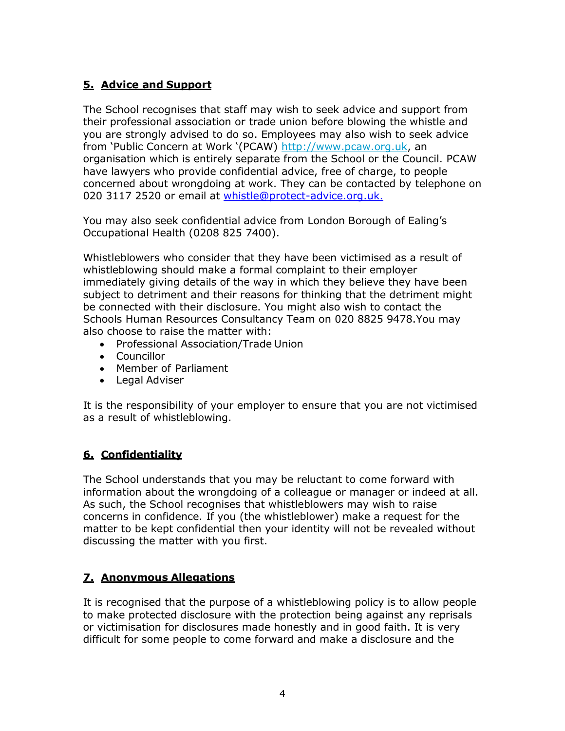## 5. Advice and Support

The School recognises that staff may wish to seek advice and support from their professional association or trade union before blowing the whistle and you are strongly advised to do so. Employees may also wish to seek advice from 'Public Concern at Work '(PCAW) http://www.pcaw.org.uk, an organisation which is entirely separate from the School or the Council. PCAW have lawyers who provide confidential advice, free of charge, to people concerned about wrongdoing at work. They can be contacted by telephone on 020 3117 2520 or email at whistle@protect-advice.org.uk.

You may also seek confidential advice from London Borough of Ealing's Occupational Health (0208 825 7400).

Whistleblowers who consider that they have been victimised as a result of whistleblowing should make a formal complaint to their employer immediately giving details of the way in which they believe they have been subject to detriment and their reasons for thinking that the detriment might be connected with their disclosure. You might also wish to contact the Schools Human Resources Consultancy Team on 020 8825 9478.You may also choose to raise the matter with:

- Professional Association/Trade Union
- Councillor
- Member of Parliament
- Legal Adviser

It is the responsibility of your employer to ensure that you are not victimised as a result of whistleblowing.

## 6. Confidentiality

The School understands that you may be reluctant to come forward with information about the wrongdoing of a colleague or manager or indeed at all. As such, the School recognises that whistleblowers may wish to raise concerns in confidence. If you (the whistleblower) make a request for the matter to be kept confidential then your identity will not be revealed without discussing the matter with you first.

## 7. Anonymous Allegations

It is recognised that the purpose of a whistleblowing policy is to allow people to make protected disclosure with the protection being against any reprisals or victimisation for disclosures made honestly and in good faith. It is very difficult for some people to come forward and make a disclosure and the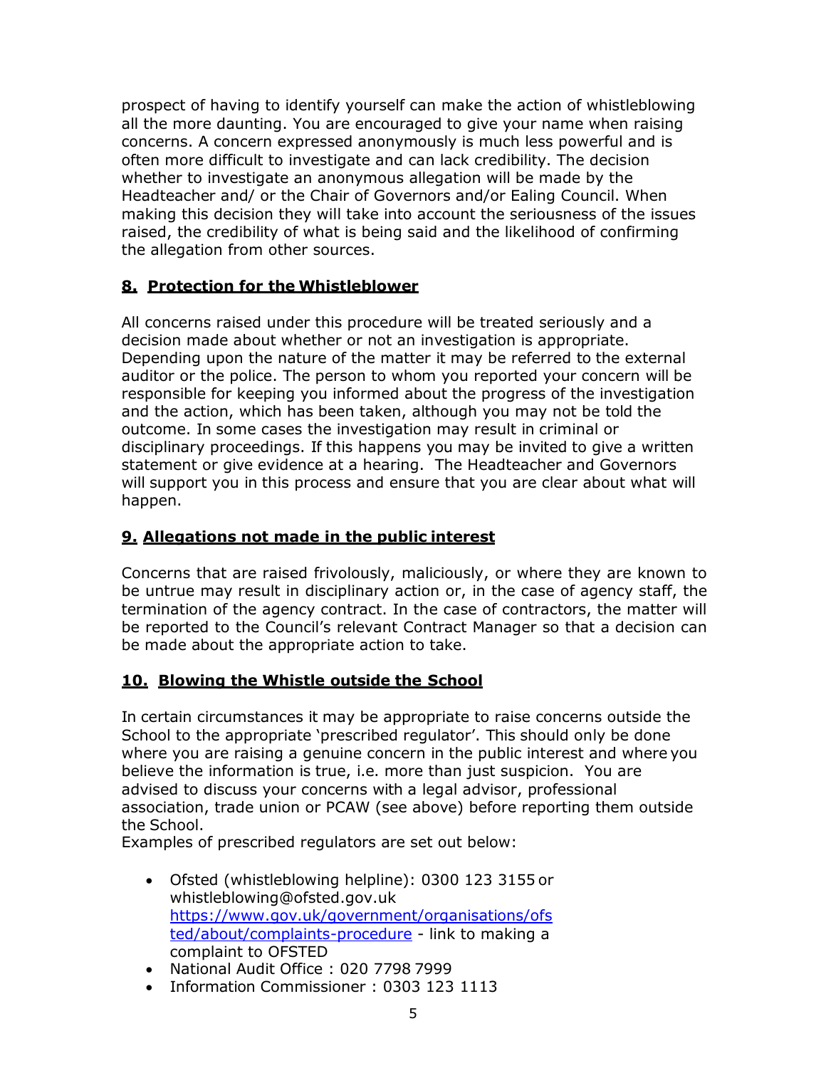prospect of having to identify yourself can make the action of whistleblowing all the more daunting. You are encouraged to give your name when raising concerns. A concern expressed anonymously is much less powerful and is often more difficult to investigate and can lack credibility. The decision whether to investigate an anonymous allegation will be made by the Headteacher and/ or the Chair of Governors and/or Ealing Council. When making this decision they will take into account the seriousness of the issues raised, the credibility of what is being said and the likelihood of confirming the allegation from other sources.

## **8. Protection for the Whistleblower**

All concerns raised under this procedure will be treated seriously and a decision made about whether or not an investigation is appropriate. Depending upon the nature of the matter it may be referred to the external auditor or the police. The person to whom you reported your concern will be responsible for keeping you informed about the progress of the investigation and the action, which has been taken, although you may not be told the outcome. In some cases the investigation may result in criminal or disciplinary proceedings. If this happens you may be invited to give a written statement or give evidence at a hearing. The Headteacher and Governors will support you in this process and ensure that you are clear about what will happen.

## **9. Allegations not made in the public interest**

Concerns that are raised frivolously, maliciously, or where they are known to be untrue may result in disciplinary action or, in the case of agency staff, the termination of the agency contract. In the case of contractors, the matter will be reported to the Council's relevant Contract Manager so that a decision can be made about the appropriate action to take.

## **10. Blowing the Whistle outside the School**

In certain circumstances it may be appropriate to raise concerns outside the School to the appropriate 'prescribed regulator'. This should only be done where you are raising a genuine concern in the public interest and where you believe the information is true, i.e. more than just suspicion. You are advised to discuss your concerns with a legal advisor, professional association, trade union or PCAW (see above) before reporting them outside the School.

Examples of prescribed regulators are set out below:

- Ofsted (whistleblowing helpline): 0300 123 3155 or whistleblowing@ofsted.gov.uk [https://www.gov.uk/government/organisations/ofsted/about/complaints-procedure](https://www.gov.uk/government/organisations/ofsted/about/complaints-procedure) - link to making a complaint to OFSTED
- National Audit Office : 020 7798 7999
- Information Commissioner : 0303 123 1113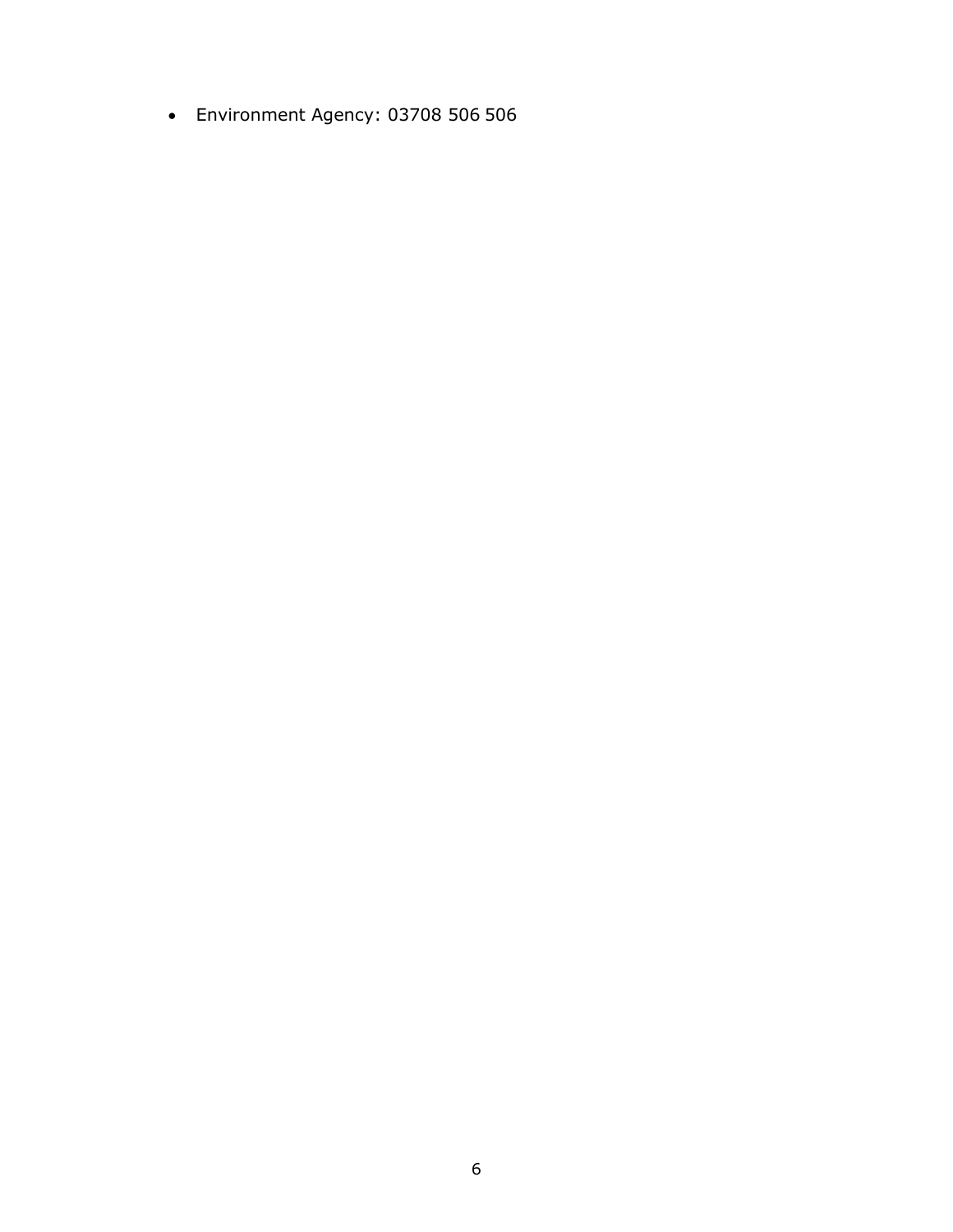- Environment Agency: 03708 506 506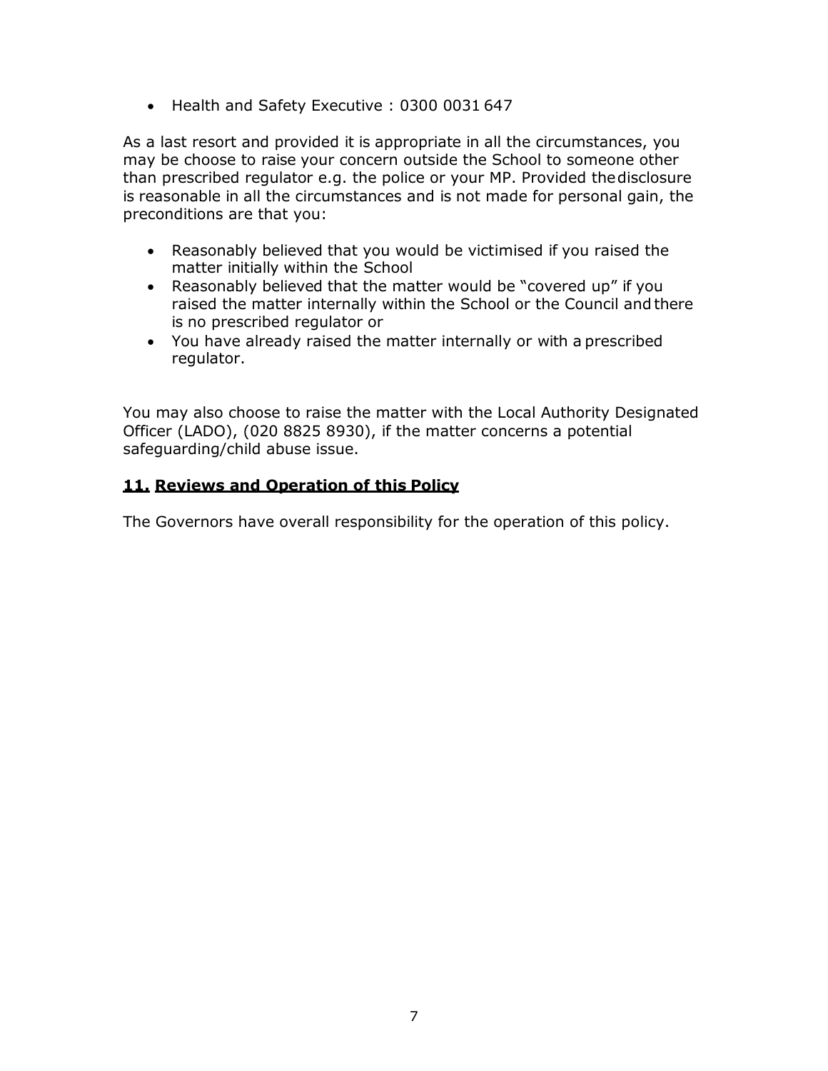- Health and Safety Executive : 0300 0031 647

As a last resort and provided it is appropriate in all the circumstances, you may be choose to raise your concern outside the School to someone other than prescribed regulator e.g. the police or your MP. Provided the disclosure is reasonable in all the circumstances and is not made for personal gain, the preconditions are that you:

- Reasonably believed that you would be victimised if you raised the matter initially within the School
- Reasonably believed that the matter would be "covered up" if you raised the matter internally within the School or the Council and there is no prescribed regulator or
- You have already raised the matter internally or with a prescribed regulator.

You may also choose to raise the matter with the Local Authority Designated Officer (LADO), (020 8825 8930), if the matter concerns a potential safeguarding/child abuse issue.

## 11. Reviews and Operation of this Policy

The Governors have overall responsibility for the operation of this policy.